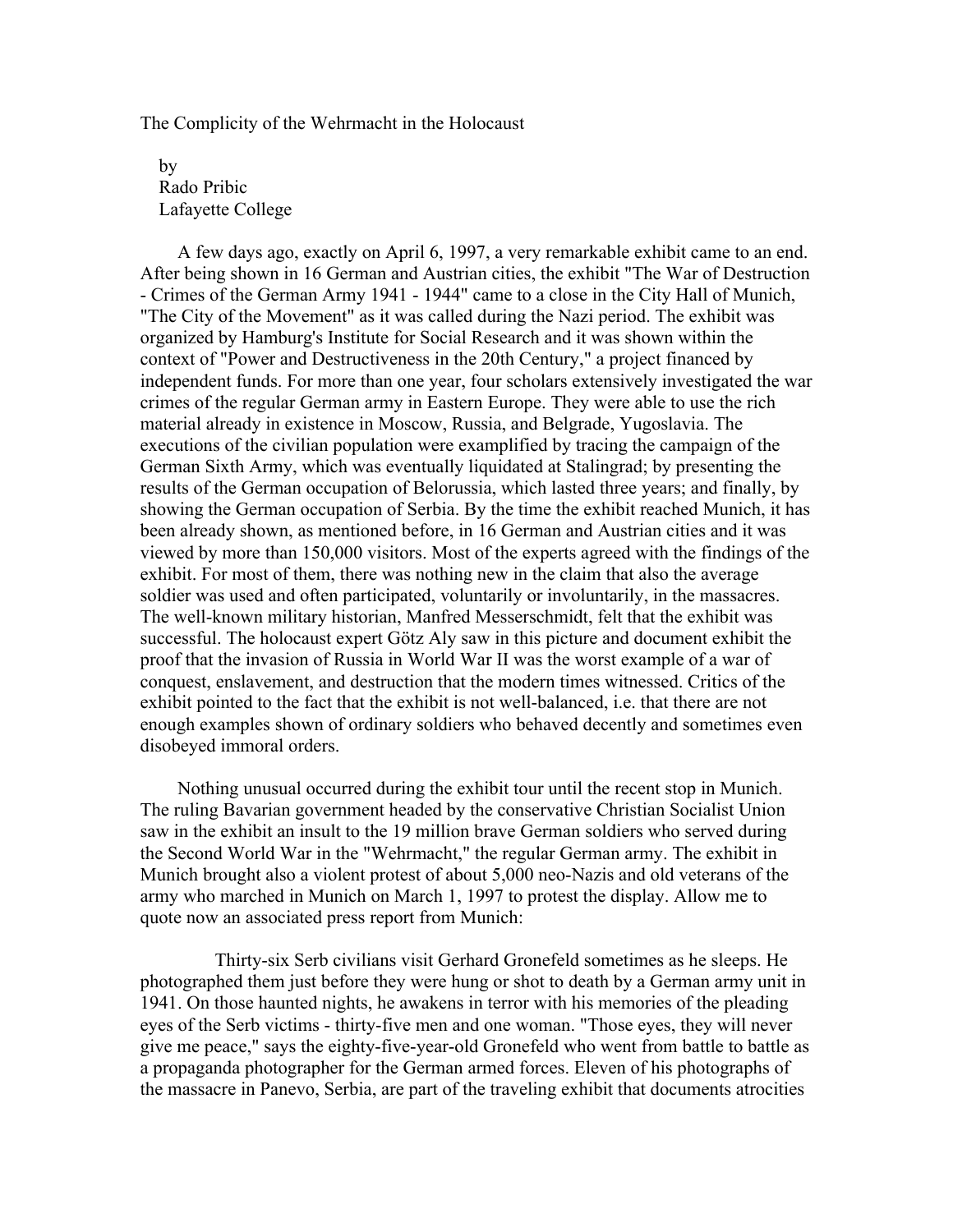# The Complicity of the Wehrmacht in the Holocaust

by
Rado Pribic
Lafayette College

A few days ago, exactly on April 6, 1997, a very remarkable exhibit came to an end. After being shown in 16 German and Austrian cities, the exhibit "The War of Destruction - Crimes of the German Army 1941 - 1944" came to a close in the City Hall of Munich, "The City of the Movement" as it was called during the Nazi period. The exhibit was organized by Hamburg's Institute for Social Research and it was shown within the context of "Power and Destructiveness in the 20th Century," a project financed by independent funds. For more than one year, four scholars extensively investigated the war crimes of the regular German army in Eastern Europe. They were able to use the rich material already in existence in Moscow, Russia, and Belgrade, Yugoslavia. The executions of the civilian population were examplified by tracing the campaign of the German Sixth Army, which was eventually liquidated at Stalingrad; by presenting the results of the German occupation of Belorussia, which lasted three years; and finally, by showing the German occupation of Serbia. By the time the exhibit reached Munich, it has been already shown, as mentioned before, in 16 German and Austrian cities and it was viewed by more than 150,000 visitors. Most of the experts agreed with the findings of the exhibit. For most of them, there was nothing new in the claim that also the average soldier was used and often participated, voluntarily or involuntarily, in the massacres. The well-known military historian, Manfred Messerschmidt, felt that the exhibit was successful. The holocaust expert Götz Aly saw in this picture and document exhibit the proof that the invasion of Russia in World War II was the worst example of a war of conquest, enslavement, and destruction that the modern times witnessed. Critics of the exhibit pointed to the fact that the exhibit is not well-balanced, i.e. that there are not enough examples shown of ordinary soldiers who behaved decently and sometimes even disobeyed immoral orders.

Nothing unusual occurred during the exhibit tour until the recent stop in Munich. The ruling Bavarian government headed by the conservative Christian Socialist Union saw in the exhibit an insult to the 19 million brave German soldiers who served during the Second World War in the "Wehrmacht," the regular German army. The exhibit in Munich brought also a violent protest of about 5,000 neo-Nazis and old veterans of the army who marched in Munich on March 1, 1997 to protest the display. Allow me to quote now an associated press report from Munich:

> Thirty-six Serb civilians visit Gerhard Gronefeld sometimes as he sleeps. He photographed them just before they were hung or shot to death by a German army unit in 1941. On those haunted nights, he awakens in terror with his memories of the pleading eyes of the Serb victims - thirty-five men and one woman. "Those eyes, they will never give me peace," says the eighty-five-year-old Gronefeld who went from battle to battle as a propaganda photographer for the German armed forces. Eleven of his photographs of the massacre in Panevo, Serbia, are part of the traveling exhibit that documents atrocities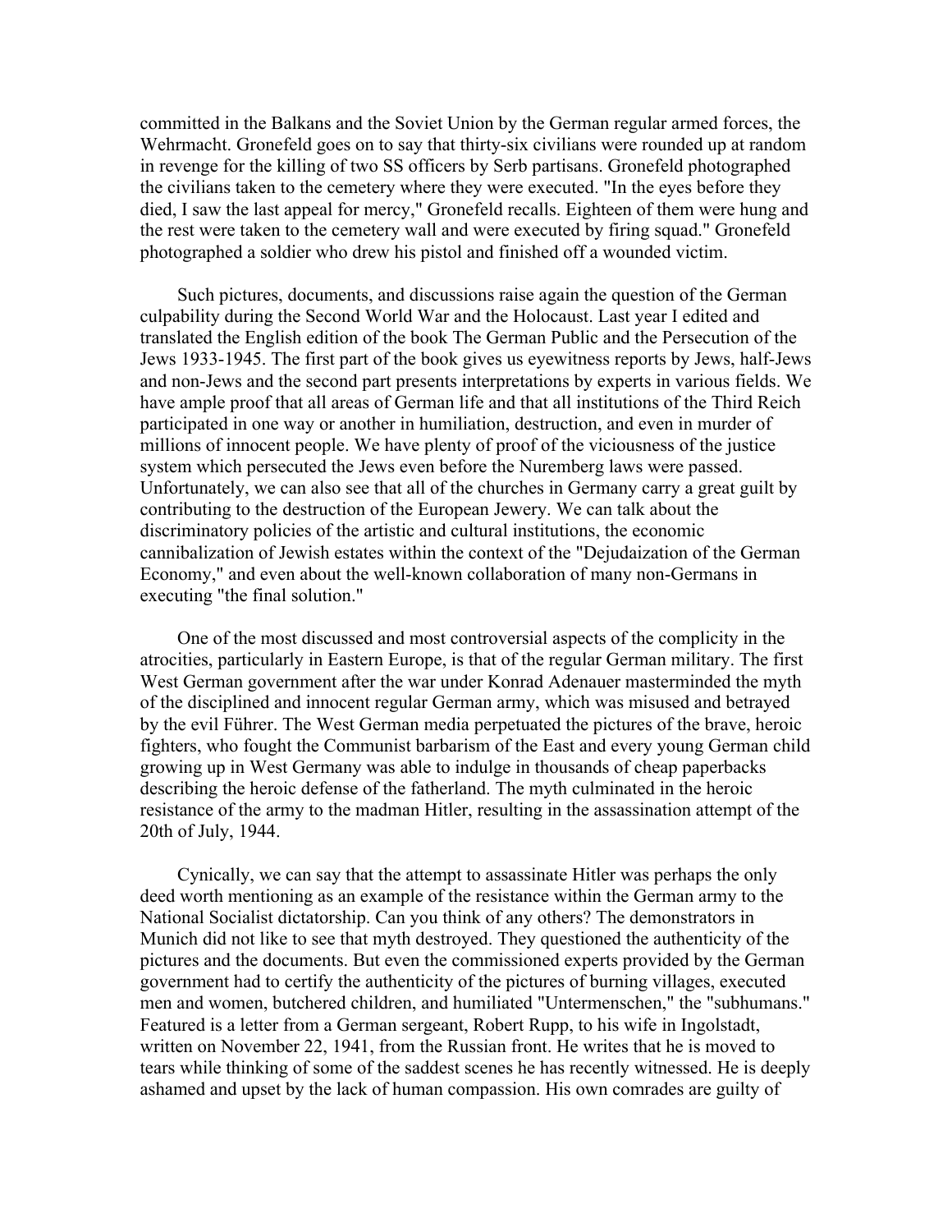committed in the Balkans and the Soviet Union by the German regular armed forces, the Wehrmacht. Gronefeld goes on to say that thirty-six civilians were rounded up at random in revenge for the killing of two SS officers by Serb partisans. Gronefeld photographed the civilians taken to the cemetery where they were executed. "In the eyes before they died, I saw the last appeal for mercy," Gronefeld recalls. Eighteen of them were hung and the rest were taken to the cemetery wall and were executed by firing squad." Gronefeld photographed a soldier who drew his pistol and finished off a wounded victim.

Such pictures, documents, and discussions raise again the question of the German culpability during the Second World War and the Holocaust. Last year I edited and translated the English edition of the book The German Public and the Persecution of the Jews 1933-1945. The first part of the book gives us eyewitness reports by Jews, half-Jews and non-Jews and the second part presents interpretations by experts in various fields. We have ample proof that all areas of German life and that all institutions of the Third Reich participated in one way or another in humiliation, destruction, and even in murder of millions of innocent people. We have plenty of proof of the viciousness of the justice system which persecuted the Jews even before the Nuremberg laws were passed. Unfortunately, we can also see that all of the churches in Germany carry a great guilt by contributing to the destruction of the European Jewery. We can talk about the discriminatory policies of the artistic and cultural institutions, the economic cannibalization of Jewish estates within the context of the "Dejudaization of the German Economy," and even about the well-known collaboration of many non-Germans in executing "the final solution."

One of the most discussed and most controversial aspects of the complicity in the atrocities, particularly in Eastern Europe, is that of the regular German military. The first West German government after the war under Konrad Adenauer masterminded the myth of the disciplined and innocent regular German army, which was misused and betrayed by the evil Führer. The West German media perpetuated the pictures of the brave, heroic fighters, who fought the Communist barbarism of the East and every young German child growing up in West Germany was able to indulge in thousands of cheap paperbacks describing the heroic defense of the fatherland. The myth culminated in the heroic resistance of the army to the madman Hitler, resulting in the assassination attempt of the 20th of July, 1944.

Cynically, we can say that the attempt to assassinate Hitler was perhaps the only deed worth mentioning as an example of the resistance within the German army to the National Socialist dictatorship. Can you think of any others? The demonstrators in Munich did not like to see that myth destroyed. They questioned the authenticity of the pictures and the documents. But even the commissioned experts provided by the German government had to certify the authenticity of the pictures of burning villages, executed men and women, butchered children, and humiliated "Untermenschen," the "subhumans." Featured is a letter from a German sergeant, Robert Rupp, to his wife in Ingolstadt, written on November 22, 1941, from the Russian front. He writes that he is moved to tears while thinking of some of the saddest scenes he has recently witnessed. He is deeply ashamed and upset by the lack of human compassion. His own comrades are guilty of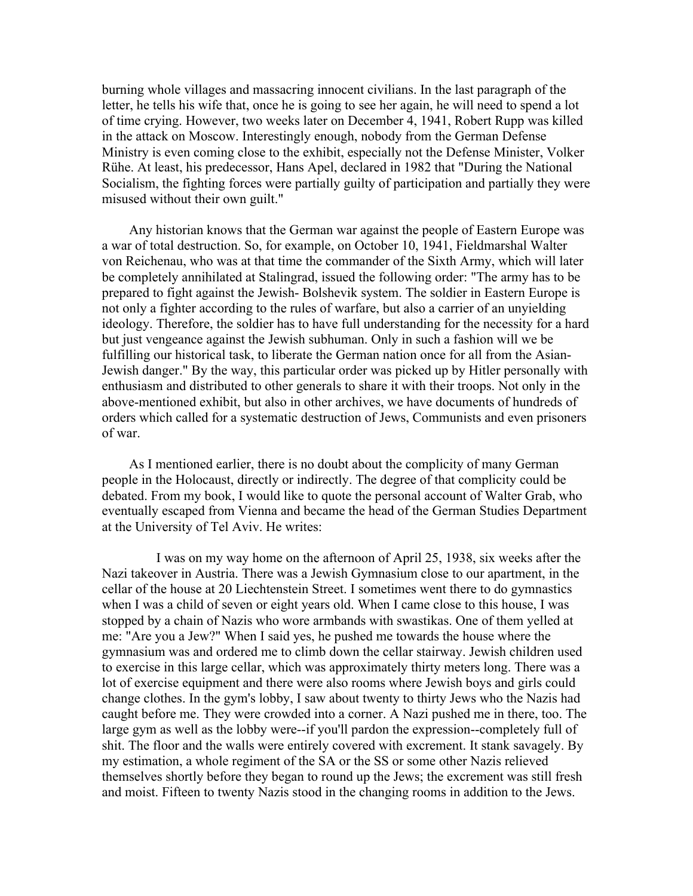burning whole villages and massacring innocent civilians. In the last paragraph of the letter, he tells his wife that, once he is going to see her again, he will need to spend a lot of time crying. However, two weeks later on December 4, 1941, Robert Rupp was killed in the attack on Moscow. Interestingly enough, nobody from the German Defense Ministry is even coming close to the exhibit, especially not the Defense Minister, Volker Rühe. At least, his predecessor, Hans Apel, declared in 1982 that "During the National Socialism, the fighting forces were partially guilty of participation and partially they were misused without their own guilt."

Any historian knows that the German war against the people of Eastern Europe was a war of total destruction. So, for example, on October 10, 1941, Fieldmarshal Walter von Reichenau, who was at that time the commander of the Sixth Army, which will later be completely annihilated at Stalingrad, issued the following order: "The army has to be prepared to fight against the Jewish- Bolshevik system. The soldier in Eastern Europe is not only a fighter according to the rules of warfare, but also a carrier of an unyielding ideology. Therefore, the soldier has to have full understanding for the necessity for a hard but just vengeance against the Jewish subhuman. Only in such a fashion will we be fulfilling our historical task, to liberate the German nation once for all from the Asian-Jewish danger." By the way, this particular order was picked up by Hitler personally with enthusiasm and distributed to other generals to share it with their troops. Not only in the above-mentioned exhibit, but also in other archives, we have documents of hundreds of orders which called for a systematic destruction of Jews, Communists and even prisoners of war.

As I mentioned earlier, there is no doubt about the complicity of many German people in the Holocaust, directly or indirectly. The degree of that complicity could be debated. From my book, I would like to quote the personal account of Walter Grab, who eventually escaped from Vienna and became the head of the German Studies Department at the University of Tel Aviv. He writes:

> I was on my way home on the afternoon of April 25, 1938, six weeks after the Nazi takeover in Austria. There was a Jewish Gymnasium close to our apartment, in the cellar of the house at 20 Liechtenstein Street. I sometimes went there to do gymnastics when I was a child of seven or eight years old. When I came close to this house, I was stopped by a chain of Nazis who wore armbands with swastikas. One of them yelled at me: "Are you a Jew?" When I said yes, he pushed me towards the house where the gymnasium was and ordered me to climb down the cellar stairway. Jewish children used to exercise in this large cellar, which was approximately thirty meters long. There was a lot of exercise equipment and there were also rooms where Jewish boys and girls could change clothes. In the gym's lobby, I saw about twenty to thirty Jews who the Nazis had caught before me. They were crowded into a corner. A Nazi pushed me in there, too. The large gym as well as the lobby were--if you'll pardon the expression--completely full of shit. The floor and the walls were entirely covered with excrement. It stank savagely. By my estimation, a whole regiment of the SA or the SS or some other Nazis relieved themselves shortly before they began to round up the Jews; the excrement was still fresh and moist. Fifteen to twenty Nazis stood in the changing rooms in addition to the Jews.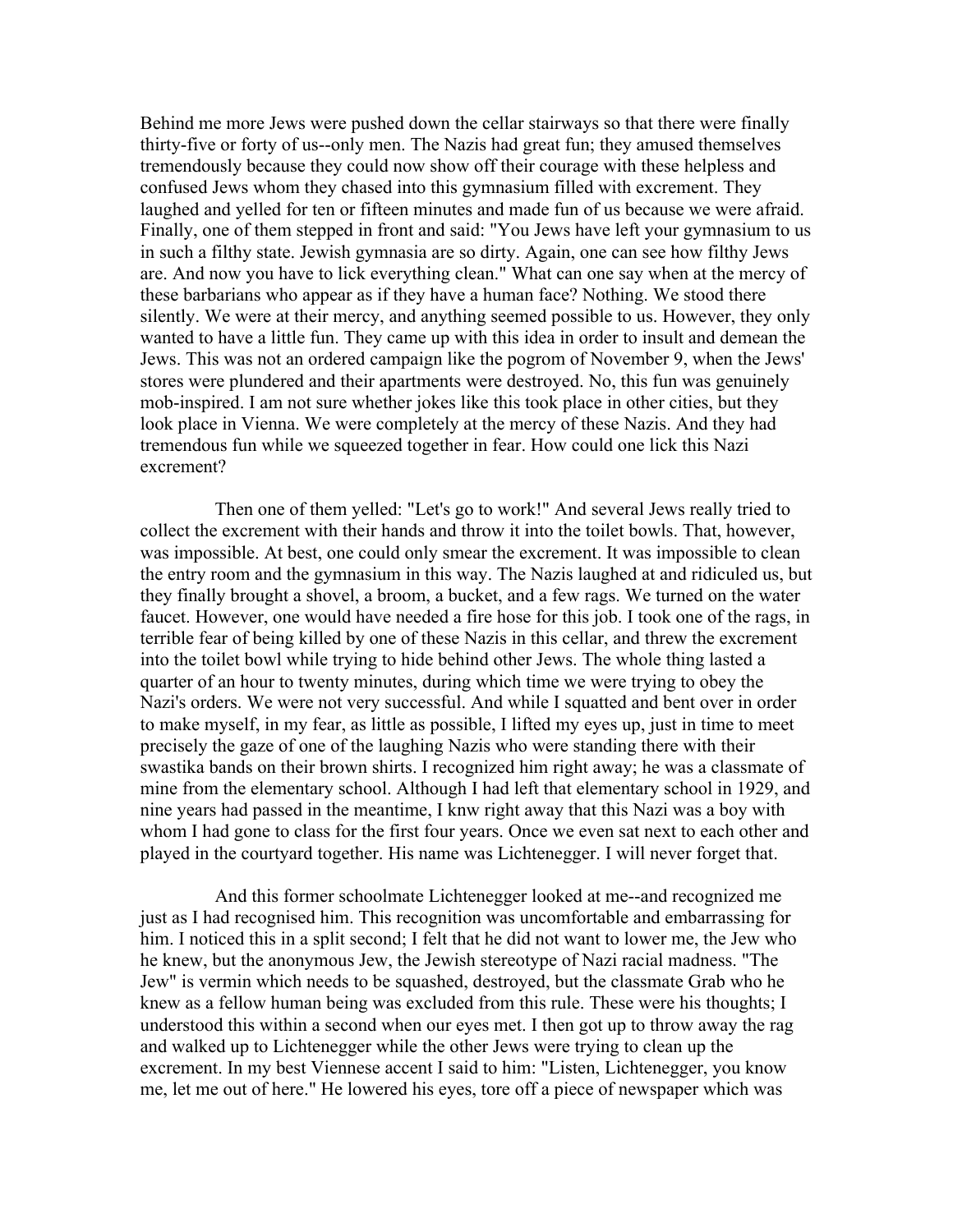Behind me more Jews were pushed down the cellar stairways so that there were finally thirty-five or forty of us--only men. The Nazis had great fun; they amused themselves tremendously because they could now show off their courage with these helpless and confused Jews whom they chased into this gymnasium filled with excrement. They laughed and yelled for ten or fifteen minutes and made fun of us because we were afraid. Finally, one of them stepped in front and said: "You Jews have left your gymnasium to us in such a filthy state. Jewish gymnasia are so dirty. Again, one can see how filthy Jews are. And now you have to lick everything clean." What can one say when at the mercy of these barbarians who appear as if they have a human face? Nothing. We stood there silently. We were at their mercy, and anything seemed possible to us. However, they only wanted to have a little fun. They came up with this idea in order to insult and demean the Jews. This was not an ordered campaign like the pogrom of November 9, when the Jews' stores were plundered and their apartments were destroyed. No, this fun was genuinely mob-inspired. I am not sure whether jokes like this took place in other cities, but they look place in Vienna. We were completely at the mercy of these Nazis. And they had tremendous fun while we squeezed together in fear. How could one lick this Nazi excrement?

Then one of them yelled: "Let's go to work!" And several Jews really tried to collect the excrement with their hands and throw it into the toilet bowls. That, however, was impossible. At best, one could only smear the excrement. It was impossible to clean the entry room and the gymnasium in this way. The Nazis laughed at and ridiculed us, but they finally brought a shovel, a broom, a bucket, and a few rags. We turned on the water faucet. However, one would have needed a fire hose for this job. I took one of the rags, in terrible fear of being killed by one of these Nazis in this cellar, and threw the excrement into the toilet bowl while trying to hide behind other Jews. The whole thing lasted a quarter of an hour to twenty minutes, during which time we were trying to obey the Nazi's orders. We were not very successful. And while I squatted and bent over in order to make myself, in my fear, as little as possible, I lifted my eyes up, just in time to meet precisely the gaze of one of the laughing Nazis who were standing there with their swastika bands on their brown shirts. I recognized him right away; he was a classmate of mine from the elementary school. Although I had left that elementary school in 1929, and nine years had passed in the meantime, I knw right away that this Nazi was a boy with whom I had gone to class for the first four years. Once we even sat next to each other and played in the courtyard together. His name was Lichtenegger. I will never forget that.

And this former schoolmate Lichtenegger looked at me--and recognized me just as I had recognised him. This recognition was uncomfortable and embarrassing for him. I noticed this in a split second; I felt that he did not want to lower me, the Jew who he knew, but the anonymous Jew, the Jewish stereotype of Nazi racial madness. "The Jew" is vermin which needs to be squashed, destroyed, but the classmate Grab who he knew as a fellow human being was excluded from this rule. These were his thoughts; I understood this within a second when our eyes met. I then got up to throw away the rag and walked up to Lichtenegger while the other Jews were trying to clean up the excrement. In my best Viennese accent I said to him: "Listen, Lichtenegger, you know me, let me out of here." He lowered his eyes, tore off a piece of newspaper which was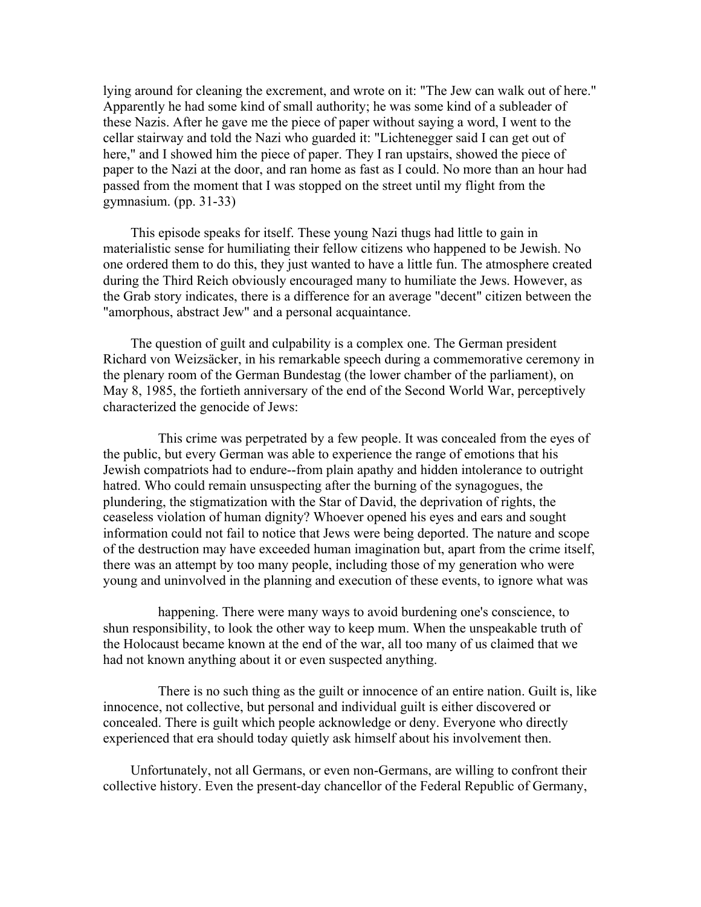lying around for cleaning the excrement, and wrote on it: "The Jew can walk out of here." Apparently he had some kind of small authority; he was some kind of a subleader of these Nazis. After he gave me the piece of paper without saying a word, I went to the cellar stairway and told the Nazi who guarded it: "Lichtenegger said I can get out of here," and I showed him the piece of paper. They I ran upstairs, showed the piece of paper to the Nazi at the door, and ran home as fast as I could. No more than an hour had passed from the moment that I was stopped on the street until my flight from the gymnasium. (pp. 31-33)

This episode speaks for itself. These young Nazi thugs had little to gain in materialistic sense for humiliating their fellow citizens who happened to be Jewish. No one ordered them to do this, they just wanted to have a little fun. The atmosphere created during the Third Reich obviously encouraged many to humiliate the Jews. However, as the Grab story indicates, there is a difference for an average "decent" citizen between the "amorphous, abstract Jew" and a personal acquaintance.

The question of guilt and culpability is a complex one. The German president Richard von Weizsäcker, in his remarkable speech during a commemorative ceremony in the plenary room of the German Bundestag (the lower chamber of the parliament), on May 8, 1985, the fortieth anniversary of the end of the Second World War, perceptively characterized the genocide of Jews:

> This crime was perpetrated by a few people. It was concealed from the eyes of the public, but every German was able to experience the range of emotions that his Jewish compatriots had to endure--from plain apathy and hidden intolerance to outright hatred. Who could remain unsuspecting after the burning of the synagogues, the plundering, the stigmatization with the Star of David, the deprivation of rights, the ceaseless violation of human dignity? Whoever opened his eyes and ears and sought information could not fail to notice that Jews were being deported. The nature and scope of the destruction may have exceeded human imagination but, apart from the crime itself, there was an attempt by too many people, including those of my generation who were young and uninvolved in the planning and execution of these events, to ignore what was
>
> happening. There were many ways to avoid burdening one's conscience, to shun responsibility, to look the other way to keep mum. When the unspeakable truth of the Holocaust became known at the end of the war, all too many of us claimed that we had not known anything about it or even suspected anything.
>
> There is no such thing as the guilt or innocence of an entire nation. Guilt is, like innocence, not collective, but personal and individual guilt is either discovered or concealed. There is guilt which people acknowledge or deny. Everyone who directly experienced that era should today quietly ask himself about his involvement then.

Unfortunately, not all Germans, or even non-Germans, are willing to confront their collective history. Even the present-day chancellor of the Federal Republic of Germany,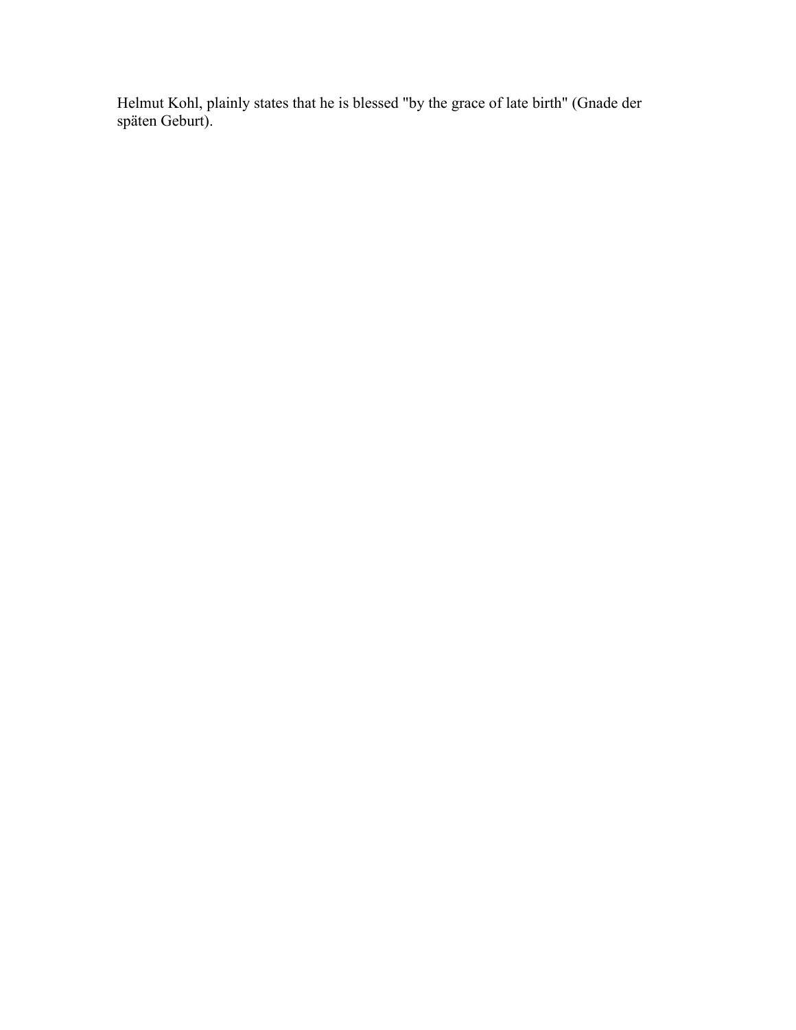Helmut Kohl, plainly states that he is blessed "by the grace of late birth" (Gnade der späten Geburt).